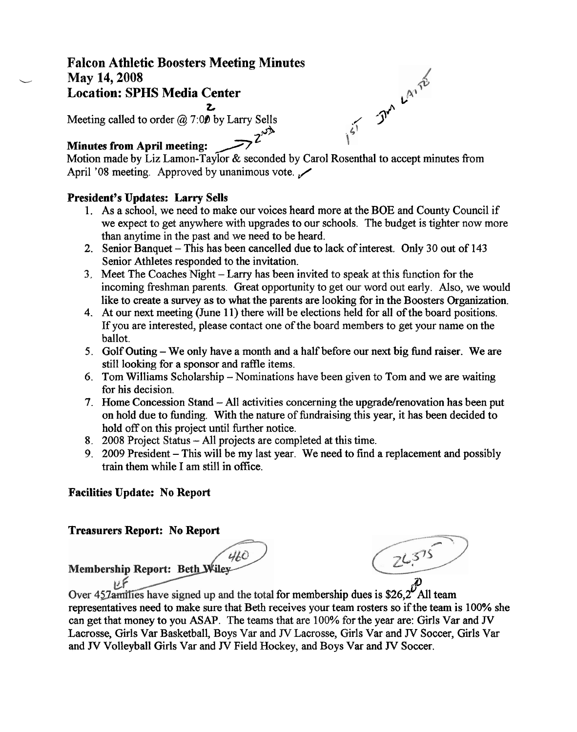# Falcon Athletic Boosters Meeting Minutes
## May 14, 2008
## Location: SPHS Media Center

Meeting called to order @ 7:00 by Larry Sells

**Minutes from April meeting:**

Motion made by Liz Lamon-Taylor & seconded by Carol Rosenthal to accept minutes from April '08 meeting. Approved by unanimous vote.

**President's Updates: Larry Sells**

1. As a school, we need to make our voices heard more at the BOE and County Council if we expect to get anywhere with upgrades to our schools. The budget is tighter now more than anytime in the past and we need to be heard.
2. Senior Banquet – This has been cancelled due to lack of interest. Only 30 out of 143 Senior Athletes responded to the invitation.
3. Meet The Coaches Night – Larry has been invited to speak at this function for the incoming freshman parents. Great opportunity to get our word out early. Also, we would like to create a survey as to what the parents are looking for in the Boosters Organization.
4. At our next meeting (June 11) there will be elections held for all of the board positions. If you are interested, please contact one of the board members to get your name on the ballot.
5. Golf Outing – We only have a month and a half before our next big fund raiser. We are still looking for a sponsor and raffle items.
6. Tom Williams Scholarship – Nominations have been given to Tom and we are waiting for his decision.
7. Home Concession Stand – All activities concerning the upgrade/renovation has been put on hold due to funding. With the nature of fundraising this year, it has been decided to hold off on this project until further notice.
8. 2008 Project Status – All projects are completed at this time.
9. 2009 President – This will be my last year. We need to find a replacement and possibly train them while I am still in office.

**Facilities Update: No Report**

**Treasurers Report: No Report**

**Membership Report: Beth Wiley**

Over 457amilies have signed up and the total for membership dues is $26,2. All team representatives need to make sure that Beth receives your team rosters so if the team is 100% she can get that money to you ASAP. The teams that are 100% for the year are: Girls Var and JV Lacrosse, Girls Var Basketball, Boys Var and JV Lacrosse, Girls Var and JV Soccer, Girls Var and JV Volleyball Girls Var and JV Field Hockey, and Boys Var and JV Soccer.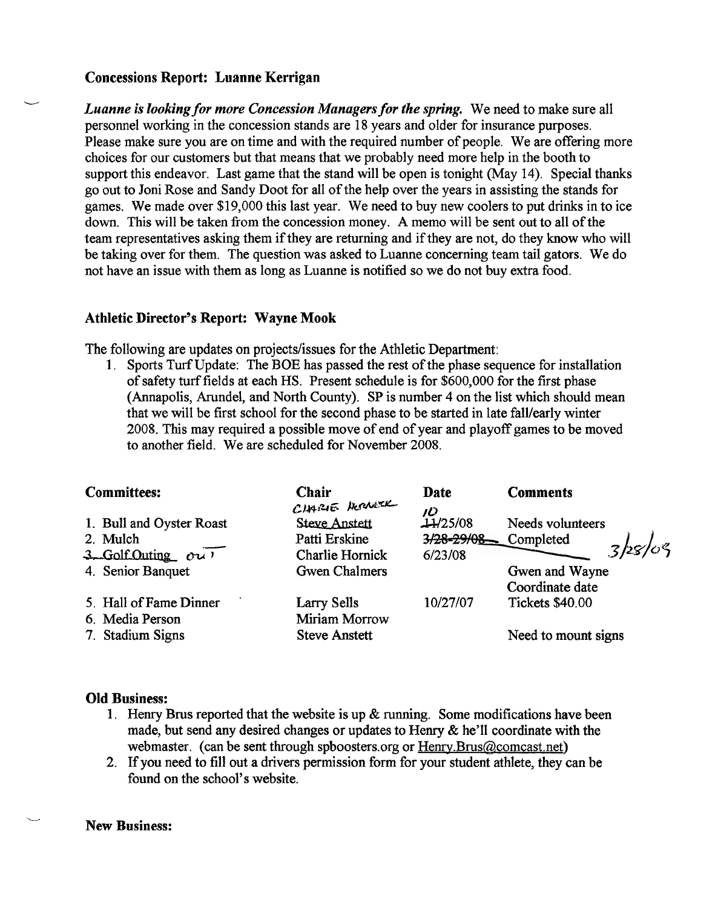### Concessions Report: Luanne Kerrigan

***Luanne is looking for more Concession Managers for the spring.*** We need to make sure all personnel working in the concession stands are 18 years and older for insurance purposes. Please make sure you are on time and with the required number of people. We are offering more choices for our customers but that means that we probably need more help in the booth to support this endeavor. Last game that the stand will be open is tonight (May 14). Special thanks go out to Joni Rose and Sandy Doot for all of the help over the years in assisting the stands for games. We made over $19,000 this last year. We need to buy new coolers to put drinks in to ice down. This will be taken from the concession money. A memo will be sent out to all of the team representatives asking them if they are returning and if they are not, do they know who will be taking over for them. The question was asked to Luanne concerning team tail gators. We do not have an issue with them as long as Luanne is notified so we do not buy extra food.

### Athletic Director's Report: Wayne Mook

The following are updates on projects/issues for the Athletic Department:

1. Sports Turf Update: The BOE has passed the rest of the phase sequence for installation of safety turf fields at each HS. Present schedule is for $600,000 for the first phase (Annapolis, Arundel, and North County). SP is number 4 on the list which should mean that we will be first school for the second phase to be started in late fall/early winter 2008. This may required a possible move of end of year and playoff games to be moved to another field. We are scheduled for November 2008.

| Committees: | Chair | Date | Comments |
|---|---|---|---|
| 1. Bull and Oyster Roast | ~~Steve Anstett~~ CHARIE HORNICK | ~~11~~/25/08 10/25/08 | Needs volunteers |
| 2. Mulch | Patti Erskine | ~~3/28-29/08~~ 3/28/09 | Completed |
| ~~3. Golf Outing~~ OUT | Charlie Hornick | 6/23/08 | |
| 4. Senior Banquet | Gwen Chalmers | | Gwen and Wayne Coordinate date |
| 5. Hall of Fame Dinner | Larry Sells | 10/27/07 | Tickets $40.00 |
| 6. Media Person | Miriam Morrow | | |
| 7. Stadium Signs | Steve Anstett | | Need to mount signs |

### Old Business:

1. Henry Brus reported that the website is up & running. Some modifications have been made, but send any desired changes or updates to Henry & he'll coordinate with the webmaster. (can be sent through spboosters.org or Henry.Brus@comcast.net)
2. If you need to fill out a drivers permission form for your student athlete, they can be found on the school's website.

### New Business: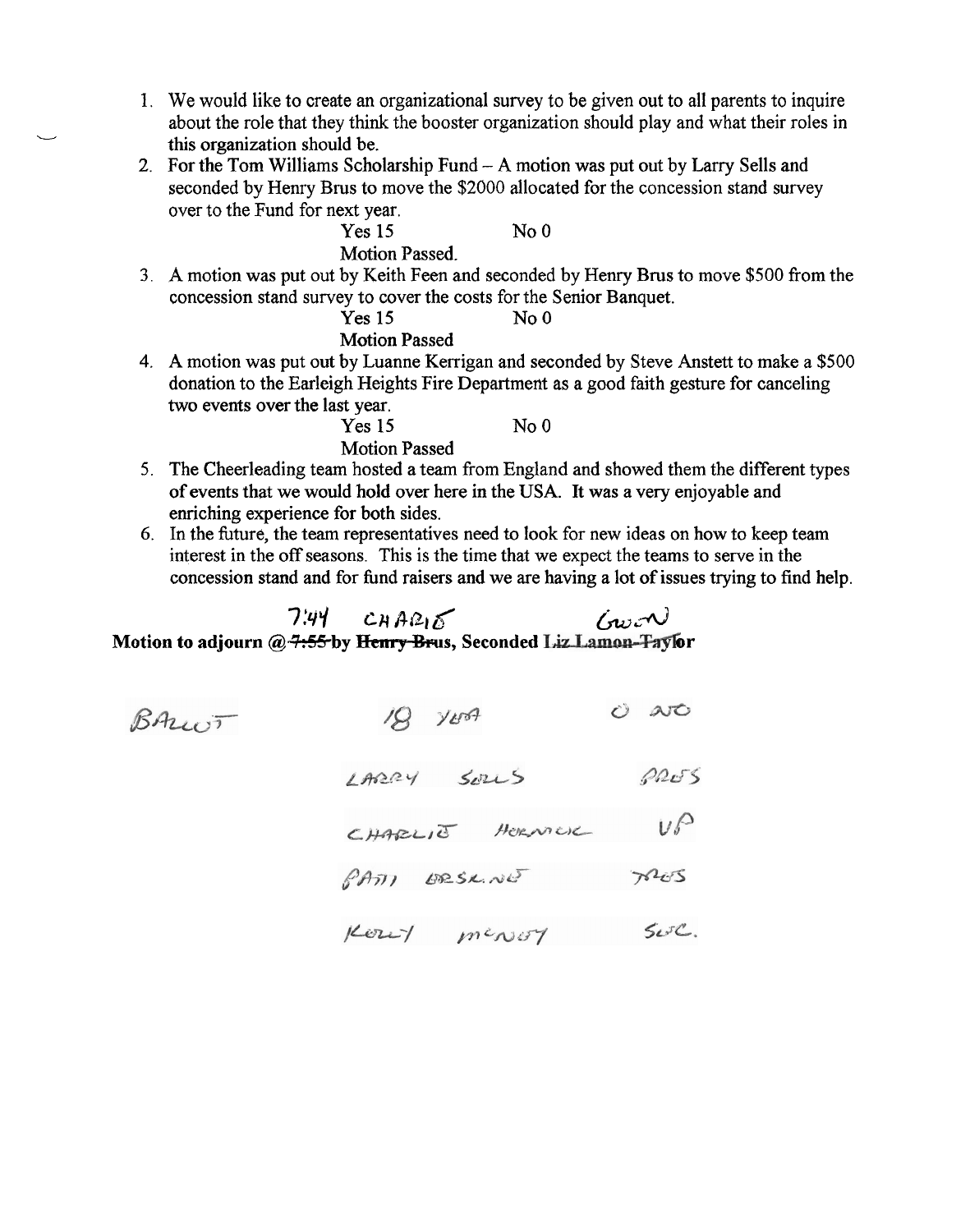1. We would like to create an organizational survey to be given out to all parents to inquire about the role that they think the booster organization should play and what their roles in this organization should be.
2. For the Tom Williams Scholarship Fund – A motion was put out by Larry Sells and seconded by Henry Brus to move the $2000 allocated for the concession stand survey over to the Fund for next year.

   Yes 15 No 0

   Motion Passed.
3. A motion was put out by Keith Feen and seconded by Henry Brus to move $500 from the concession stand survey to cover the costs for the Senior Banquet.

   Yes 15 No 0

   Motion Passed
4. A motion was put out by Luanne Kerrigan and seconded by Steve Anstett to make a $500 donation to the Earleigh Heights Fire Department as a good faith gesture for canceling two events over the last year.

   Yes 15 No 0

   Motion Passed
5. The Cheerleading team hosted a team from England and showed them the different types of events that we would hold over here in the USA. It was a very enjoyable and enriching experience for both sides.
6. In the future, the team representatives need to look for new ideas on how to keep team interest in the off seasons. This is the time that we expect the teams to serve in the concession stand and for fund raisers and we are having a lot of issues trying to find help.

**Motion to adjourn @ ~~7:55~~ 7:44 by ~~Henry Brus~~ CHARLIE, Seconded ~~Liz Lamon-Taylor~~ GWEN**

BALLOT 18 YEA 0 NO

LARRY SELLS PRES

CHARLIE HORNICK VP

PATTI ERSKINE TRES

KORY MCNEY SEC.